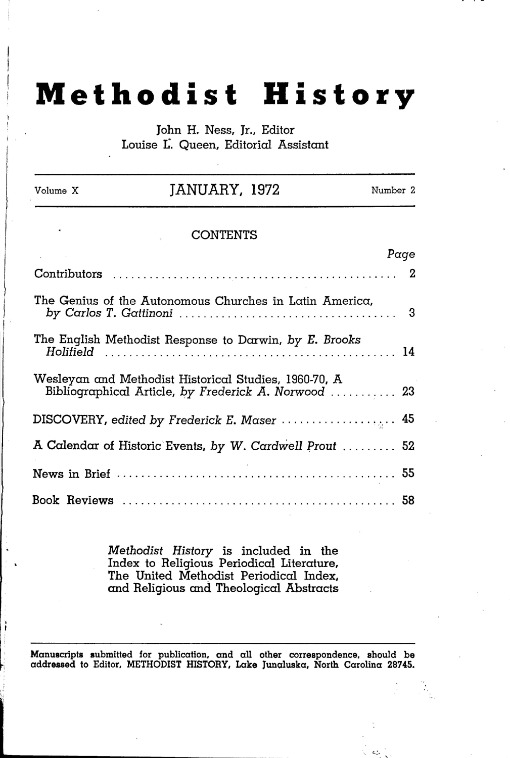# Methodist History

John H. Ness, Jr., Editor
Louise L. Queen, Editorial Assistant

Volume X — JANUARY, 1972 — Number 2

## CONTENTS

| | Page |
|---|---|
| Contributors | 2 |
| The Genius of the Autonomous Churches in Latin America, *by Carlos T. Gattinoni* | 3 |
| The English Methodist Response to Darwin, *by E. Brooks Holifield* | 14 |
| Wesleyan and Methodist Historical Studies, 1960-70, A Bibliographical Article, *by Frederick A. Norwood* | 23 |
| DISCOVERY, *edited by Frederick E. Maser* | 45 |
| A Calendar of Historic Events, *by W. Cardwell Prout* | 52 |
| News in Brief | 55 |
| Book Reviews | 58 |

*Methodist History* is included in the Index to Religious Periodical Literature, The United Methodist Periodical Index, and Religious and Theological Abstracts

Manuscripts submitted for publication, and all other correspondence, should be addressed to Editor, METHODIST HISTORY, Lake Junaluska, North Carolina 28745.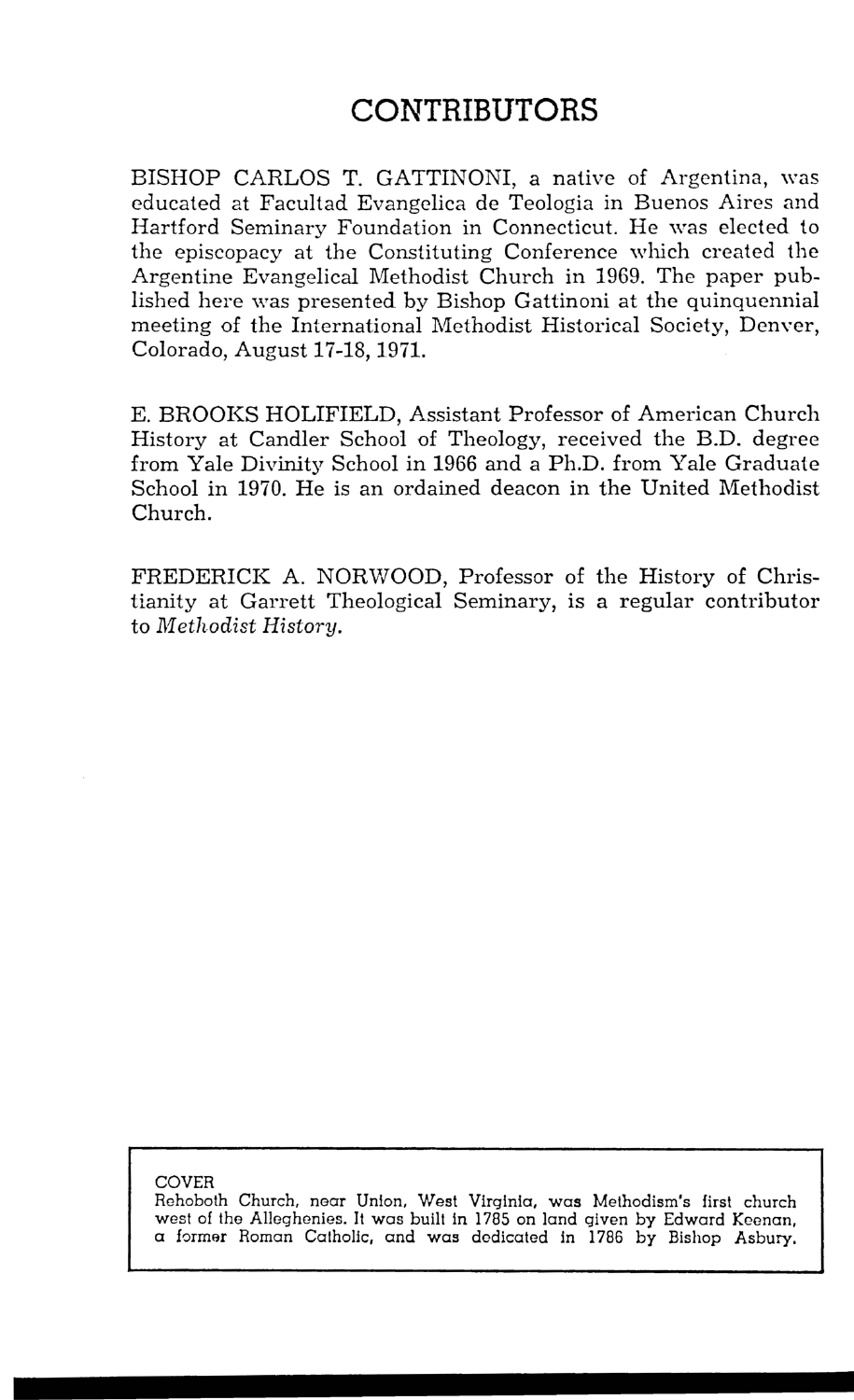# CONTRIBUTORS

BISHOP CARLOS T. GATTINONI, a native of Argentina, was educated at Facultad Evangelica de Teologia in Buenos Aires and Hartford Seminary Foundation in Connecticut. He was elected to the episcopacy at the Constituting Conference which created the Argentine Evangelical Methodist Church in 1969. The paper published here was presented by Bishop Gattinoni at the quinquennial meeting of the International Methodist Historical Society, Denver, Colorado, August 17-18, 1971.

E. BROOKS HOLIFIELD, Assistant Professor of American Church History at Candler School of Theology, received the B.D. degree from Yale Divinity School in 1966 and a Ph.D. from Yale Graduate School in 1970. He is an ordained deacon in the United Methodist Church.

FREDERICK A. NORWOOD, Professor of the History of Christianity at Garrett Theological Seminary, is a regular contributor to *Methodist History.*

COVER
Rehoboth Church, near Union, West Virginia, was Methodism's first church west of the Alleghenies. It was built in 1785 on land given by Edward Keenan, a former Roman Catholic, and was dedicated in 1786 by Bishop Asbury.